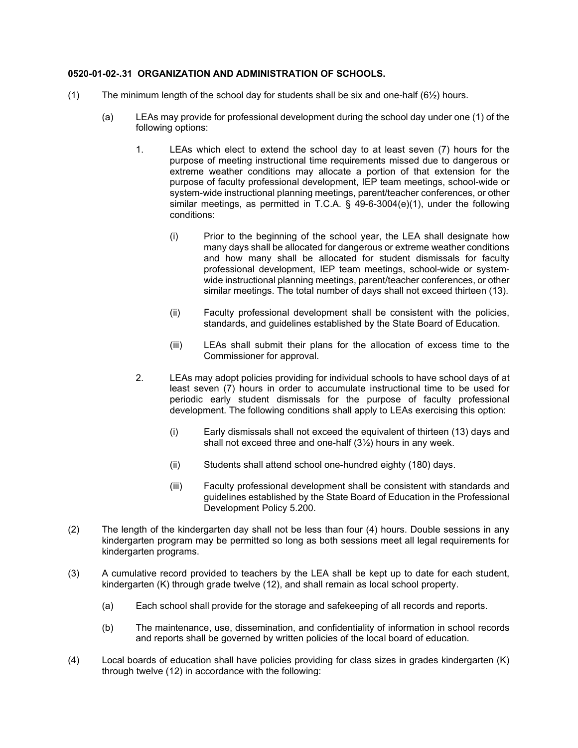**0520-01-02-.31 ORGANIZATION AND ADMINISTRATION OF SCHOOLS.**

(1) The minimum length of the school day for students shall be six and one-half (6½) hours.

(a) LEAs may provide for professional development during the school day under one (1) of the following options:

1. LEAs which elect to extend the school day to at least seven (7) hours for the purpose of meeting instructional time requirements missed due to dangerous or extreme weather conditions may allocate a portion of that extension for the purpose of faculty professional development, IEP team meetings, school-wide or system-wide instructional planning meetings, parent/teacher conferences, or other similar meetings, as permitted in T.C.A. § 49-6-3004(e)(1), under the following conditions:

(i) Prior to the beginning of the school year, the LEA shall designate how many days shall be allocated for dangerous or extreme weather conditions and how many shall be allocated for student dismissals for faculty professional development, IEP team meetings, school-wide or system-wide instructional planning meetings, parent/teacher conferences, or other similar meetings. The total number of days shall not exceed thirteen (13).

(ii) Faculty professional development shall be consistent with the policies, standards, and guidelines established by the State Board of Education.

(iii) LEAs shall submit their plans for the allocation of excess time to the Commissioner for approval.

2. LEAs may adopt policies providing for individual schools to have school days of at least seven (7) hours in order to accumulate instructional time to be used for periodic early student dismissals for the purpose of faculty professional development. The following conditions shall apply to LEAs exercising this option:

(i) Early dismissals shall not exceed the equivalent of thirteen (13) days and shall not exceed three and one-half (3½) hours in any week.

(ii) Students shall attend school one-hundred eighty (180) days.

(iii) Faculty professional development shall be consistent with standards and guidelines established by the State Board of Education in the Professional Development Policy 5.200.

(2) The length of the kindergarten day shall not be less than four (4) hours. Double sessions in any kindergarten program may be permitted so long as both sessions meet all legal requirements for kindergarten programs.

(3) A cumulative record provided to teachers by the LEA shall be kept up to date for each student, kindergarten (K) through grade twelve (12), and shall remain as local school property.

(a) Each school shall provide for the storage and safekeeping of all records and reports.

(b) The maintenance, use, dissemination, and confidentiality of information in school records and reports shall be governed by written policies of the local board of education.

(4) Local boards of education shall have policies providing for class sizes in grades kindergarten (K) through twelve (12) in accordance with the following: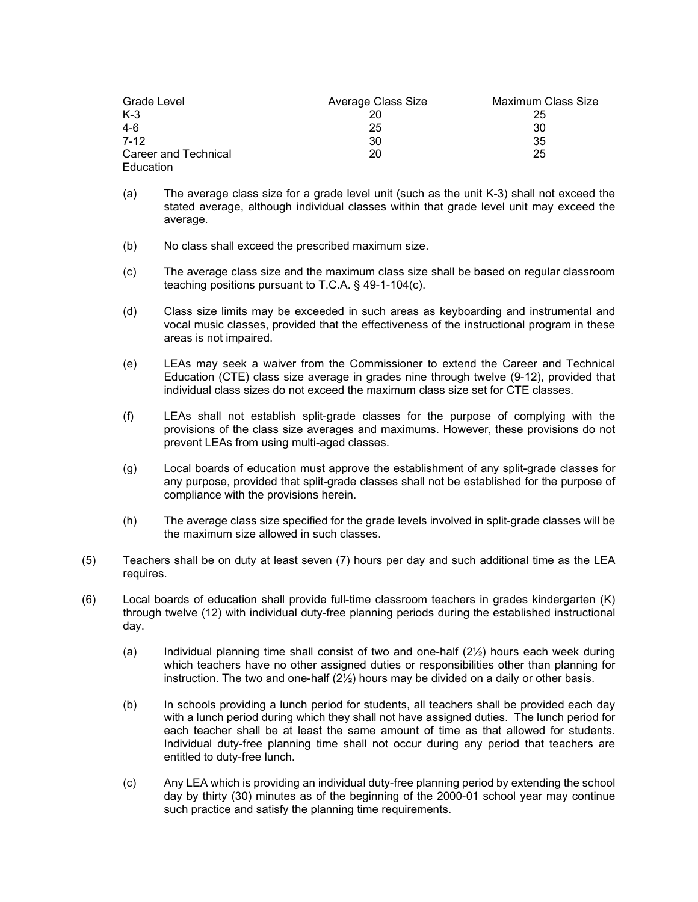| Grade Level | Average Class Size | Maximum Class Size |
|---|---|---|
| K-3 | 20 | 25 |
| 4-6 | 25 | 30 |
| 7-12 | 30 | 35 |
| Career and Technical Education | 20 | 25 |

(a) The average class size for a grade level unit (such as the unit K-3) shall not exceed the stated average, although individual classes within that grade level unit may exceed the average.

(b) No class shall exceed the prescribed maximum size.

(c) The average class size and the maximum class size shall be based on regular classroom teaching positions pursuant to T.C.A. § 49-1-104(c).

(d) Class size limits may be exceeded in such areas as keyboarding and instrumental and vocal music classes, provided that the effectiveness of the instructional program in these areas is not impaired.

(e) LEAs may seek a waiver from the Commissioner to extend the Career and Technical Education (CTE) class size average in grades nine through twelve (9-12), provided that individual class sizes do not exceed the maximum class size set for CTE classes.

(f) LEAs shall not establish split-grade classes for the purpose of complying with the provisions of the class size averages and maximums. However, these provisions do not prevent LEAs from using multi-aged classes.

(g) Local boards of education must approve the establishment of any split-grade classes for any purpose, provided that split-grade classes shall not be established for the purpose of compliance with the provisions herein.

(h) The average class size specified for the grade levels involved in split-grade classes will be the maximum size allowed in such classes.

(5) Teachers shall be on duty at least seven (7) hours per day and such additional time as the LEA requires.

(6) Local boards of education shall provide full-time classroom teachers in grades kindergarten (K) through twelve (12) with individual duty-free planning periods during the established instructional day.

(a) Individual planning time shall consist of two and one-half (2½) hours each week during which teachers have no other assigned duties or responsibilities other than planning for instruction. The two and one-half (2½) hours may be divided on a daily or other basis.

(b) In schools providing a lunch period for students, all teachers shall be provided each day with a lunch period during which they shall not have assigned duties. The lunch period for each teacher shall be at least the same amount of time as that allowed for students. Individual duty-free planning time shall not occur during any period that teachers are entitled to duty-free lunch.

(c) Any LEA which is providing an individual duty-free planning period by extending the school day by thirty (30) minutes as of the beginning of the 2000-01 school year may continue such practice and satisfy the planning time requirements.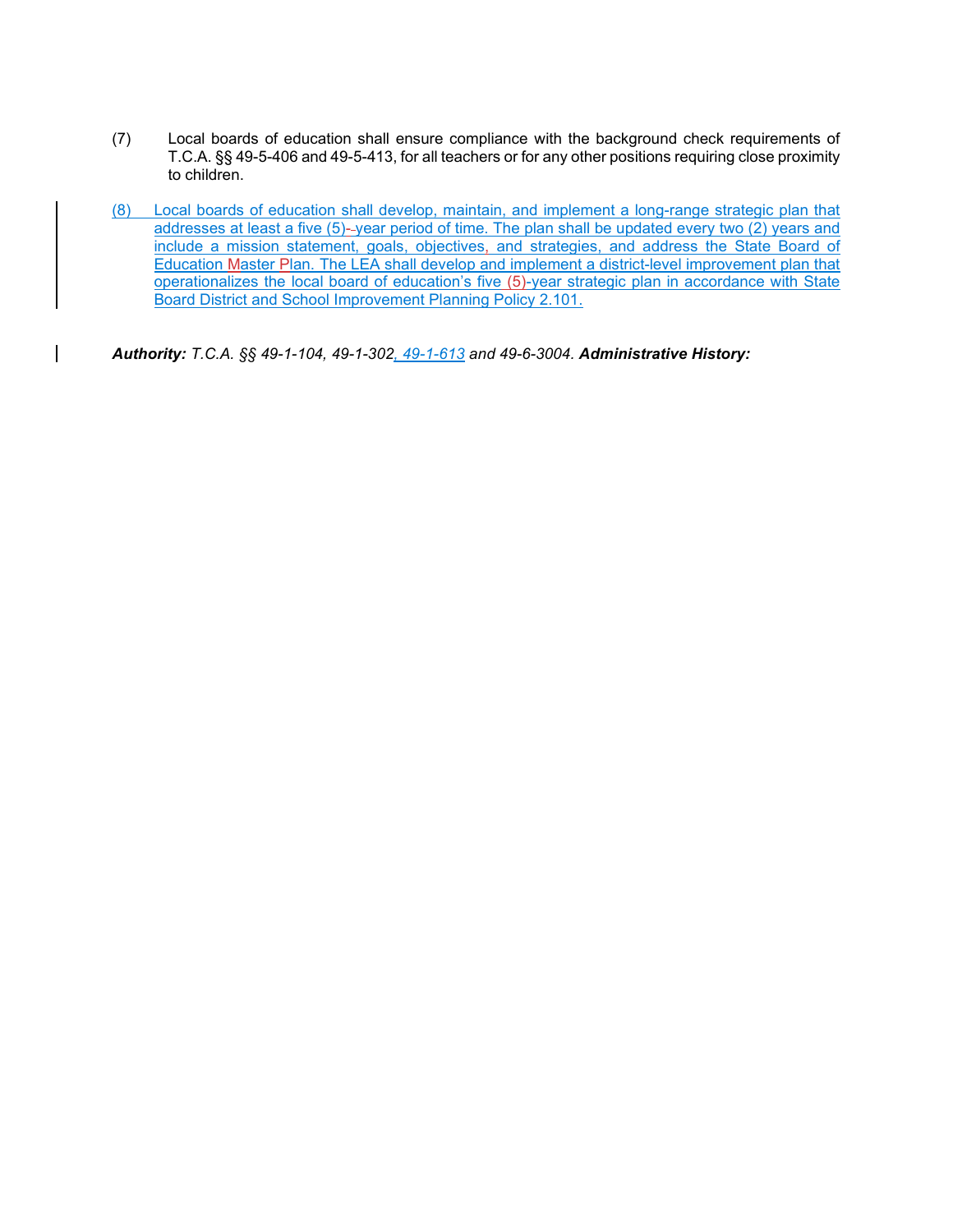(7) Local boards of education shall ensure compliance with the background check requirements of T.C.A. §§ 49-5-406 and 49-5-413, for all teachers or for any other positions requiring close proximity to children.

(8) Local boards of education shall develop, maintain, and implement a long-range strategic plan that addresses at least a five (5)-year period of time. The plan shall be updated every two (2) years and include a mission statement, goals, objectives, and strategies, and address the State Board of Education Master Plan. The LEA shall develop and implement a district-level improvement plan that operationalizes the local board of education's five (5)-year strategic plan in accordance with State Board District and School Improvement Planning Policy 2.101.

***Authority:*** *T.C.A. §§ 49-1-104, 49-1-302, 49-1-613 and 49-6-3004.* ***Administrative History:***